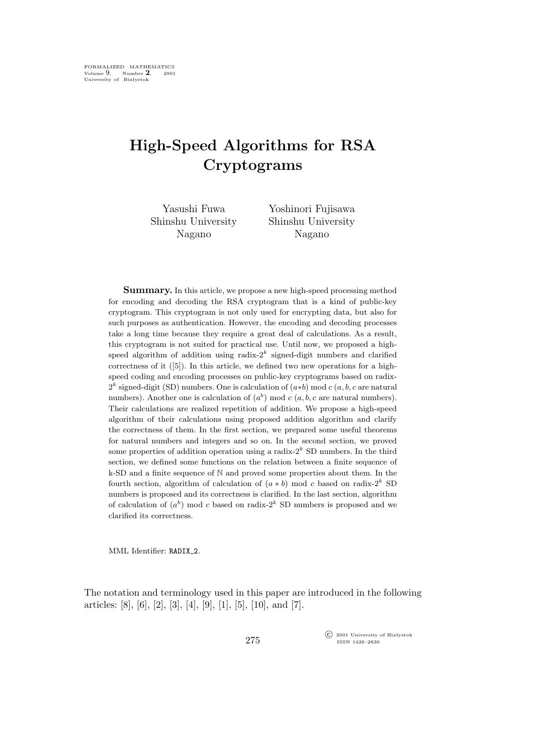# High-Speed Algorithms for RSA Cryptograms

Yasushi Fuwa
Shinshu University
Nagano

Yoshinori Fujisawa
Shinshu University
Nagano

**Summary.** In this article, we propose a new high-speed processing method for encoding and decoding the RSA cryptogram that is a kind of public-key cryptogram. This cryptogram is not only used for encrypting data, but also for such purposes as authentication. However, the encoding and decoding processes take a long time because they require a great deal of calculations. As a result, this cryptogram is not suited for practical use. Until now, we proposed a high-speed algorithm of addition using radix-$2^k$ signed-digit numbers and clarified correctness of it ([5]). In this article, we defined two new operations for a high-speed coding and encoding processes on public-key cryptograms based on radix-$2^k$ signed-digit (SD) numbers. One is calculation of $(a*b) \bmod c$ ($a, b, c$ are natural numbers). Another one is calculation of $(a^b) \bmod c$ ($a, b, c$ are natural numbers). Their calculations are realized repetition of addition. We propose a high-speed algorithm of their calculations using proposed addition algorithm and clarify the correctness of them. In the first section, we prepared some useful theorems for natural numbers and integers and so on. In the second section, we proved some properties of addition operation using a radix-$2^k$ SD numbers. In the third section, we defined some functions on the relation between a finite sequence of k-SD and a finite sequence of $\mathbb{N}$ and proved some properties about them. In the fourth section, algorithm of calculation of $(a * b) \bmod c$ based on radix-$2^k$ SD numbers is proposed and its correctness is clarified. In the last section, algorithm of calculation of $(a^b) \bmod c$ based on radix-$2^k$ SD numbers is proposed and we clarified its correctness.

MML Identifier: RADIX_2.

The notation and terminology used in this paper are introduced in the following articles: [8], [6], [2], [3], [4], [9], [1], [5], [10], and [7].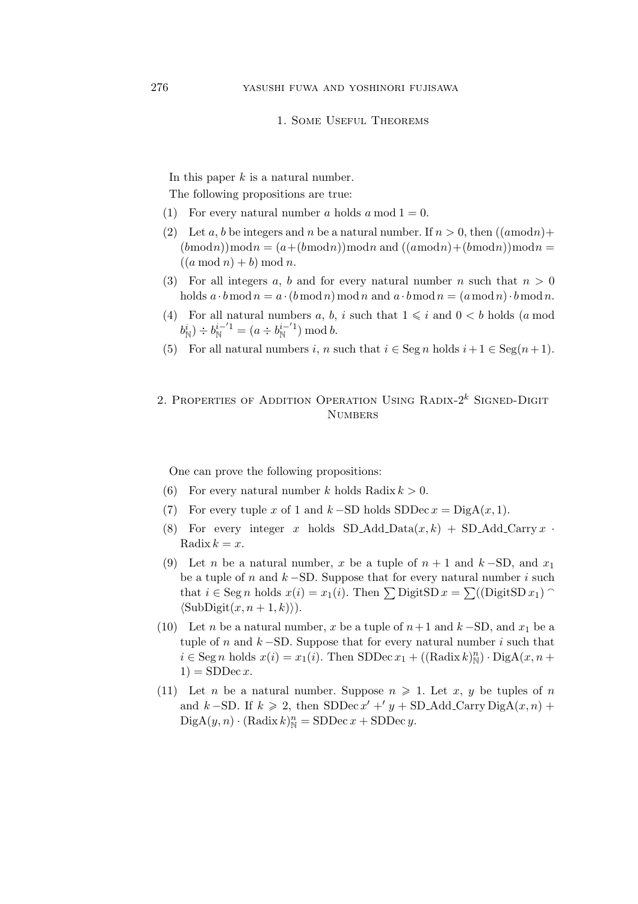## 1. Some Useful Theorems

In this paper $k$ is a natural number.

The following propositions are true:

(1) For every natural number $a$ holds $a \bmod 1 = 0$.

(2) Let $a$, $b$ be integers and $n$ be a natural number. If $n > 0$, then $((a \bmod n) + (b \bmod n)) \bmod n = (a + (b \bmod n)) \bmod n$ and $((a \bmod n) + (b \bmod n)) \bmod n = ((a \bmod n) + b) \bmod n$.

(3) For all integers $a$, $b$ and for every natural number $n$ such that $n > 0$ holds $a \cdot b \bmod n = a \cdot (b \bmod n) \bmod n$ and $a \cdot b \bmod n = (a \bmod n) \cdot b \bmod n$.

(4) For all natural numbers $a$, $b$, $i$ such that $1 \leqslant i$ and $0 < b$ holds $(a \bmod b^{i}_{\mathbb{N}}) \div b^{i -' 1}_{\mathbb{N}} = (a \div b^{i -' 1}_{\mathbb{N}}) \bmod b$.

(5) For all natural numbers $i$, $n$ such that $i \in \operatorname{Seg} n$ holds $i + 1 \in \operatorname{Seg}(n+1)$.

## 2. Properties of Addition Operation Using Radix-$2^k$ Signed-Digit Numbers

One can prove the following propositions:

(6) For every natural number $k$ holds $\operatorname{Radix} k > 0$.

(7) For every tuple $x$ of 1 and $k$ −SD holds $\operatorname{SDDec} x = \operatorname{DigA}(x, 1)$.

(8) For every integer $x$ holds $\text{SD\_Add\_Data}(x, k) + \text{SD\_Add\_Carry}\, x \cdot \operatorname{Radix} k = x$.

(9) Let $n$ be a natural number, $x$ be a tuple of $n+1$ and $k$ −SD, and $x_1$ be a tuple of $n$ and $k$ −SD. Suppose that for every natural number $i$ such that $i \in \operatorname{Seg} n$ holds $x(i) = x_1(i)$. Then $\sum \operatorname{DigitSD} x = \sum((\operatorname{DigitSD} x_1) \frown \langle \operatorname{SubDigit}(x, n+1, k) \rangle)$.

(10) Let $n$ be a natural number, $x$ be a tuple of $n+1$ and $k$ −SD, and $x_1$ be a tuple of $n$ and $k$ −SD. Suppose that for every natural number $i$ such that $i \in \operatorname{Seg} n$ holds $x(i) = x_1(i)$. Then $\operatorname{SDDec} x_1 + ((\operatorname{Radix} k)^{n}_{\mathbb{N}}) \cdot \operatorname{DigA}(x, n+1) = \operatorname{SDDec} x$.

(11) Let $n$ be a natural number. Suppose $n \geqslant 1$. Let $x$, $y$ be tuples of $n$ and $k$ −SD. If $k \geqslant 2$, then $\operatorname{SDDec} x' +' y + \text{SD\_Add\_Carry}\, \operatorname{DigA}(x, n) + \operatorname{DigA}(y, n) \cdot (\operatorname{Radix} k)^{n}_{\mathbb{N}} = \operatorname{SDDec} x + \operatorname{SDDec} y$.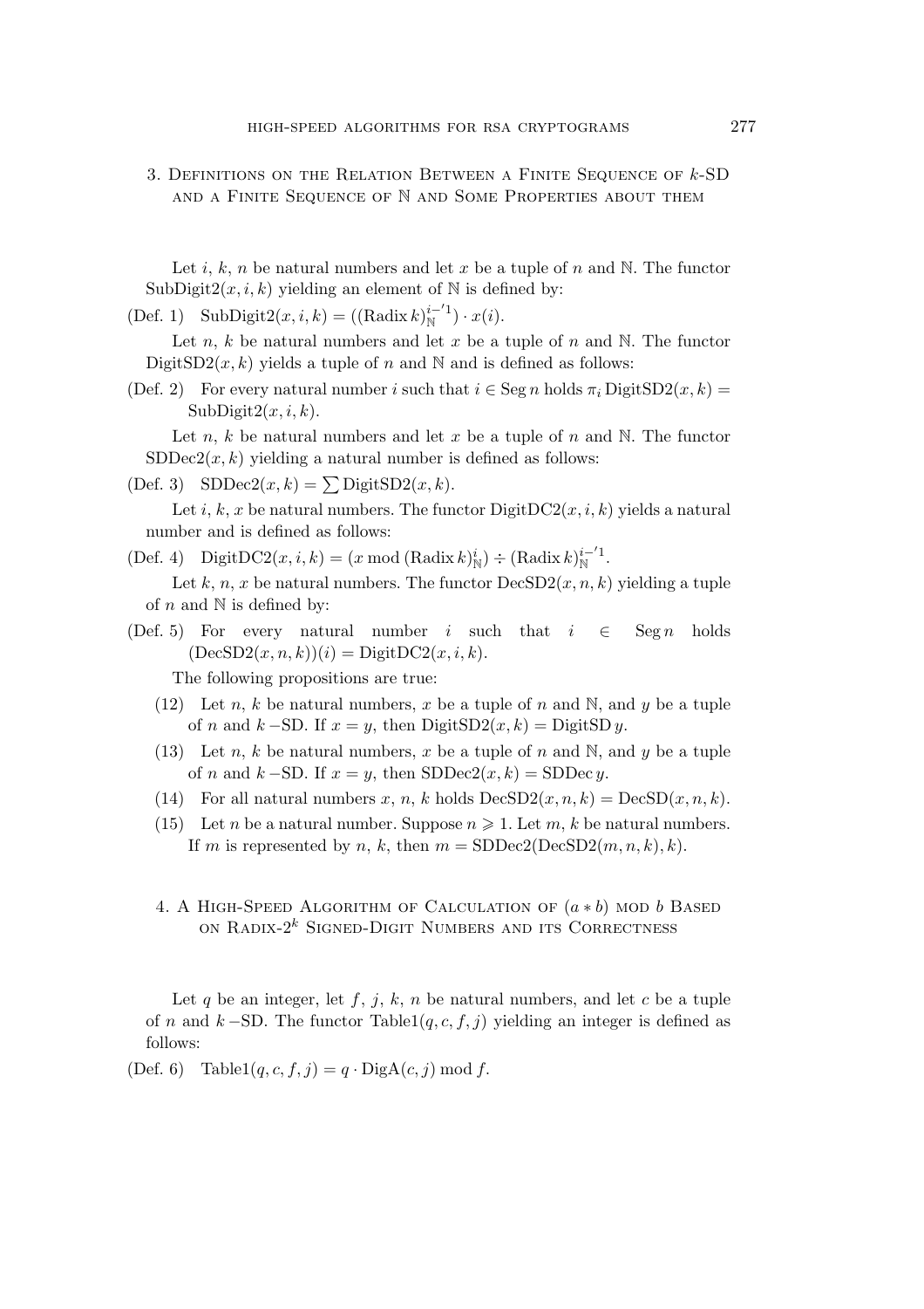## 3. Definitions on the Relation Between a Finite Sequence of $k$-SD and a Finite Sequence of $\mathbb{N}$ and Some Properties about them

Let $i$, $k$, $n$ be natural numbers and let $x$ be a tuple of $n$ and $\mathbb{N}$. The functor $\mathrm{SubDigit2}(x, i, k)$ yielding an element of $\mathbb{N}$ is defined by:

(Def. 1) $\mathrm{SubDigit2}(x, i, k) = ((\mathrm{Radix}\, k)_{\mathbb{N}}^{i -' 1}) \cdot x(i)$.

Let $n$, $k$ be natural numbers and let $x$ be a tuple of $n$ and $\mathbb{N}$. The functor $\mathrm{DigitSD2}(x, k)$ yields a tuple of $n$ and $\mathbb{N}$ and is defined as follows:

(Def. 2) For every natural number $i$ such that $i \in \mathrm{Seg}\, n$ holds $\pi_i\, \mathrm{DigitSD2}(x, k) = \mathrm{SubDigit2}(x, i, k)$.

Let $n$, $k$ be natural numbers and let $x$ be a tuple of $n$ and $\mathbb{N}$. The functor $\mathrm{SDDec2}(x, k)$ yielding a natural number is defined as follows:

(Def. 3) $\mathrm{SDDec2}(x, k) = \sum \mathrm{DigitSD2}(x, k)$.

Let $i$, $k$, $x$ be natural numbers. The functor $\mathrm{DigitDC2}(x, i, k)$ yields a natural number and is defined as follows:

(Def. 4) $\mathrm{DigitDC2}(x, i, k) = (x \bmod (\mathrm{Radix}\, k)_{\mathbb{N}}^{i}) \div (\mathrm{Radix}\, k)_{\mathbb{N}}^{i -' 1}$.

Let $k$, $n$, $x$ be natural numbers. The functor $\mathrm{DecSD2}(x, n, k)$ yielding a tuple of $n$ and $\mathbb{N}$ is defined by:

(Def. 5) For every natural number $i$ such that $i \in \mathrm{Seg}\, n$ holds $(\mathrm{DecSD2}(x, n, k))(i) = \mathrm{DigitDC2}(x, i, k)$.

The following propositions are true:

(12) Let $n$, $k$ be natural numbers, $x$ be a tuple of $n$ and $\mathbb{N}$, and $y$ be a tuple of $n$ and $k$ $-$SD. If $x = y$, then $\mathrm{DigitSD2}(x, k) = \mathrm{DigitSD}\, y$.

(13) Let $n$, $k$ be natural numbers, $x$ be a tuple of $n$ and $\mathbb{N}$, and $y$ be a tuple of $n$ and $k$ $-$SD. If $x = y$, then $\mathrm{SDDec2}(x, k) = \mathrm{SDDec}\, y$.

(14) For all natural numbers $x$, $n$, $k$ holds $\mathrm{DecSD2}(x, n, k) = \mathrm{DecSD}(x, n, k)$.

(15) Let $n$ be a natural number. Suppose $n \geqslant 1$. Let $m$, $k$ be natural numbers. If $m$ is represented by $n$, $k$, then $m = \mathrm{SDDec2}(\mathrm{DecSD2}(m, n, k), k)$.

## 4. A High-Speed Algorithm of Calculation of $(a * b)$ mod $b$ Based on Radix-$2^k$ Signed-Digit Numbers and its Correctness

Let $q$ be an integer, let $f$, $j$, $k$, $n$ be natural numbers, and let $c$ be a tuple of $n$ and $k$ $-$SD. The functor $\mathrm{Table1}(q, c, f, j)$ yielding an integer is defined as follows:

(Def. 6) $\mathrm{Table1}(q, c, f, j) = q \cdot \mathrm{DigA}(c, j) \bmod f$.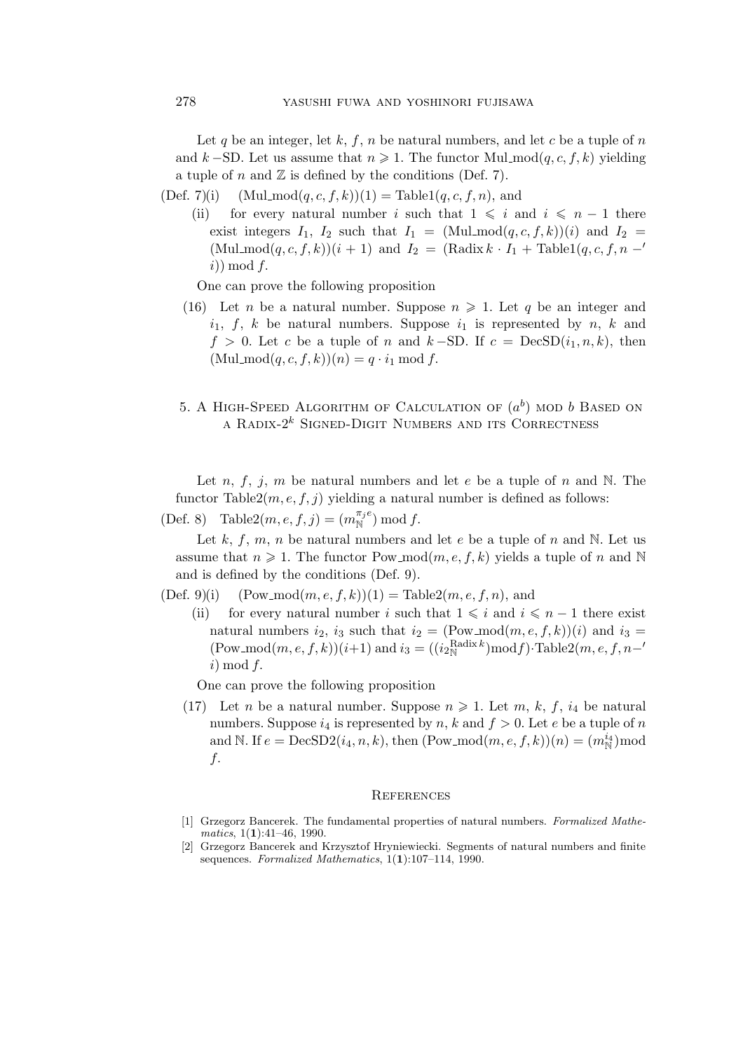Let $q$ be an integer, let $k$, $f$, $n$ be natural numbers, and let $c$ be a tuple of $n$ and $k$ −SD. Let us assume that $n \geqslant 1$. The functor Mul_mod$(q, c, f, k)$ yielding a tuple of $n$ and $\mathbb{Z}$ is defined by the conditions (Def. 7).

(Def. 7)(i) $(\text{Mul\_mod}(q, c, f, k))(1) = \text{Table1}(q, c, f, n)$, and

(ii) for every natural number $i$ such that $1 \leqslant i$ and $i \leqslant n - 1$ there exist integers $I_1$, $I_2$ such that $I_1 = (\text{Mul\_mod}(q, c, f, k))(i)$ and $I_2 = (\text{Mul\_mod}(q, c, f, k))(i + 1)$ and $I_2 = (\text{Radix}\, k \cdot I_1 + \text{Table1}(q, c, f, n -' i)) \bmod f$.

One can prove the following proposition

(16) Let $n$ be a natural number. Suppose $n \geqslant 1$. Let $q$ be an integer and $i_1$, $f$, $k$ be natural numbers. Suppose $i_1$ is represented by $n$, $k$ and $f > 0$. Let $c$ be a tuple of $n$ and $k$ −SD. If $c = \text{DecSD}(i_1, n, k)$, then $(\text{Mul\_mod}(q, c, f, k))(n) = q \cdot i_1 \bmod f$.

## 5. A High-Speed Algorithm of Calculation of $(a^b)$ mod $b$ Based on a Radix-$2^k$ Signed-Digit Numbers and its Correctness

Let $n$, $f$, $j$, $m$ be natural numbers and let $e$ be a tuple of $n$ and $\mathbb{N}$. The functor Table2$(m, e, f, j)$ yielding a natural number is defined as follows:

(Def. 8) $\text{Table2}(m, e, f, j) = (m_{\mathbb{N}}^{\pi_j e}) \bmod f$.

Let $k$, $f$, $m$, $n$ be natural numbers and let $e$ be a tuple of $n$ and $\mathbb{N}$. Let us assume that $n \geqslant 1$. The functor Pow_mod$(m, e, f, k)$ yields a tuple of $n$ and $\mathbb{N}$ and is defined by the conditions (Def. 9).

(Def. 9)(i) $(\text{Pow\_mod}(m, e, f, k))(1) = \text{Table2}(m, e, f, n)$, and

(ii) for every natural number $i$ such that $1 \leqslant i$ and $i \leqslant n - 1$ there exist natural numbers $i_2$, $i_3$ such that $i_2 = (\text{Pow\_mod}(m, e, f, k))(i)$ and $i_3 = (\text{Pow\_mod}(m, e, f, k))(i+1)$ and $i_3 = ((i_{2\,\mathbb{N}}^{\text{Radix}\, k}) \bmod f) \cdot \text{Table2}(m, e, f, n -' i) \bmod f$.

One can prove the following proposition

(17) Let $n$ be a natural number. Suppose $n \geqslant 1$. Let $m$, $k$, $f$, $i_4$ be natural numbers. Suppose $i_4$ is represented by $n$, $k$ and $f > 0$. Let $e$ be a tuple of $n$ and $\mathbb{N}$. If $e = \text{DecSD2}(i_4, n, k)$, then $(\text{Pow\_mod}(m, e, f, k))(n) = (m_{\mathbb{N}}^{i_4}) \bmod f$.

## References

[1] Grzegorz Bancerek. The fundamental properties of natural numbers. *Formalized Mathematics*, 1(**1**):41–46, 1990.

[2] Grzegorz Bancerek and Krzysztof Hryniewiecki. Segments of natural numbers and finite sequences. *Formalized Mathematics*, 1(**1**):107–114, 1990.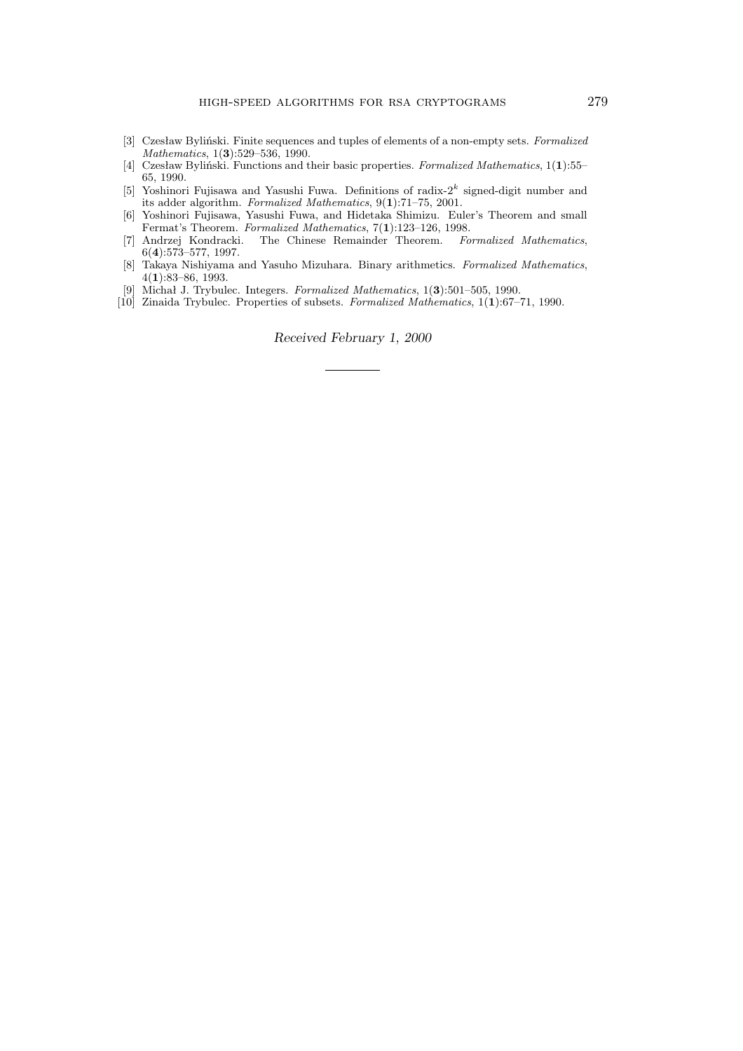[3] Czesław Byliński. Finite sequences and tuples of elements of a non-empty sets. *Formalized Mathematics*, 1(**3**):529–536, 1990.

[4] Czesław Byliński. Functions and their basic properties. *Formalized Mathematics*, 1(**1**):55–65, 1990.

[5] Yoshinori Fujisawa and Yasushi Fuwa. Definitions of radix-$2^k$ signed-digit number and its adder algorithm. *Formalized Mathematics*, 9(**1**):71–75, 2001.

[6] Yoshinori Fujisawa, Yasushi Fuwa, and Hidetaka Shimizu. Euler's Theorem and small Fermat's Theorem. *Formalized Mathematics*, 7(**1**):123–126, 1998.

[7] Andrzej Kondracki. The Chinese Remainder Theorem. *Formalized Mathematics*, 6(**4**):573–577, 1997.

[8] Takaya Nishiyama and Yasuho Mizuhara. Binary arithmetics. *Formalized Mathematics*, 4(**1**):83–86, 1993.

[9] Michał J. Trybulec. Integers. *Formalized Mathematics*, 1(**3**):501–505, 1990.

[10] Zinaida Trybulec. Properties of subsets. *Formalized Mathematics*, 1(**1**):67–71, 1990.

*Received February 1, 2000*